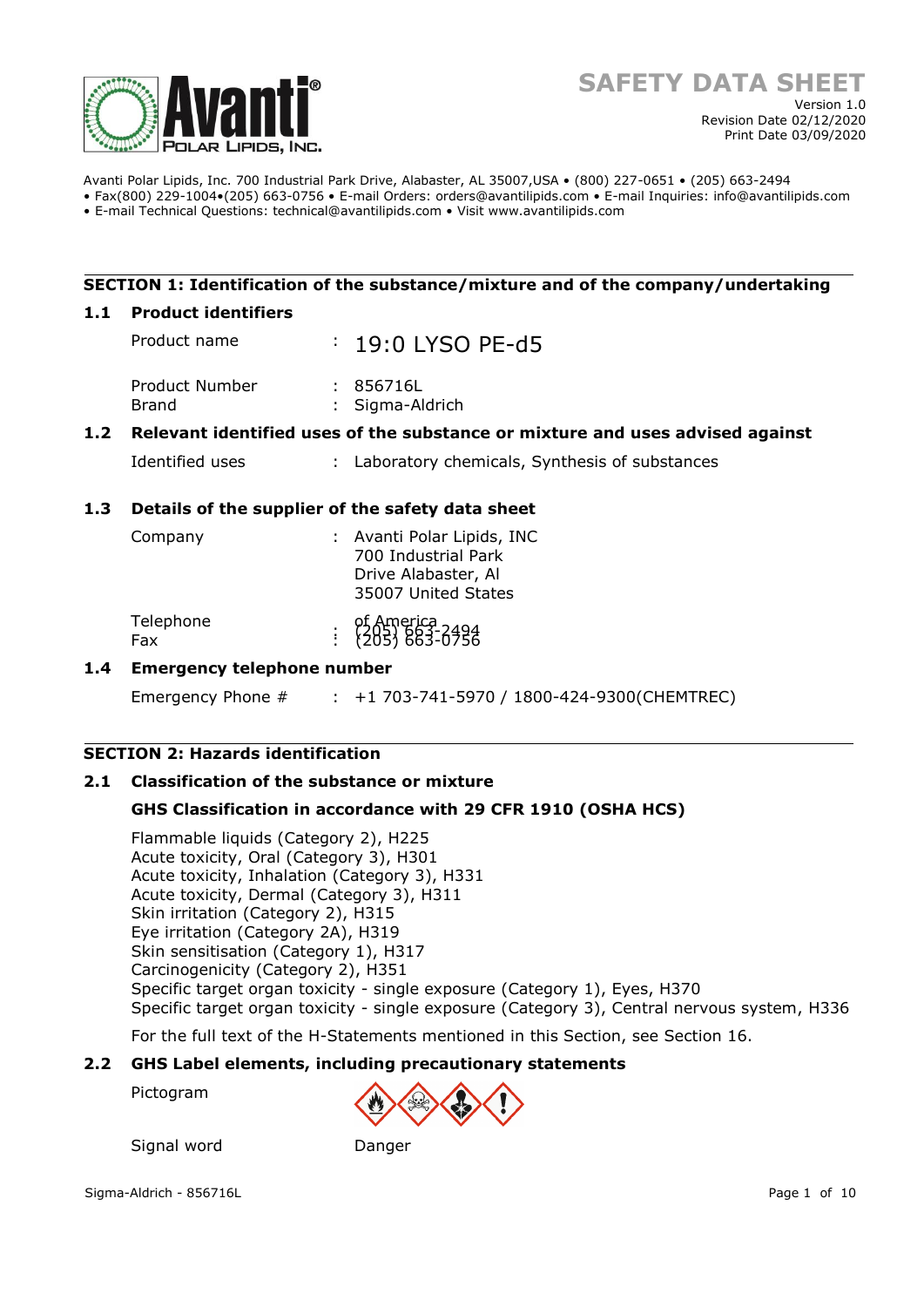# SAFETY DATA SHEET

Version 1.0
Revision Date 02/12/2020
Print Date 03/09/2020

Avanti Polar Lipids, Inc. 700 Industrial Park Drive, Alabaster, AL 35007,USA • (800) 227-0651 • (205) 663-2494
• Fax(800) 229-1004•(205) 663-0756 • E-mail Orders: orders@avantilipids.com • E-mail Inquiries: info@avantilipids.com
• E-mail Technical Questions: technical@avantilipids.com • Visit www.avantilipids.com

## SECTION 1: Identification of the substance/mixture and of the company/undertaking

### 1.1 Product identifiers

| | | |
|---|---|---|
| Product name | : | 19:0 LYSO PE-d5 |
| Product Number | : | 856716L |
| Brand | : | Sigma-Aldrich |

### 1.2 Relevant identified uses of the substance or mixture and uses advised against

| | | |
|---|---|---|
| Identified uses | : | Laboratory chemicals, Synthesis of substances |

### 1.3 Details of the supplier of the safety data sheet

| | | |
|---|---|---|
| Company | : | Avanti Polar Lipids, INC 700 Industrial Park Drive Alabaster, Al 35007 United States of America |
| Telephone | : | (205) 663-2494 |
| Fax | : | (205) 663-0756 |

### 1.4 Emergency telephone number

| | | |
|---|---|---|
| Emergency Phone # | : | +1 703-741-5970 / 1800-424-9300(CHEMTREC) |

## SECTION 2: Hazards identification

### 2.1 Classification of the substance or mixture

**GHS Classification in accordance with 29 CFR 1910 (OSHA HCS)**

Flammable liquids (Category 2), H225
Acute toxicity, Oral (Category 3), H301
Acute toxicity, Inhalation (Category 3), H331
Acute toxicity, Dermal (Category 3), H311
Skin irritation (Category 2), H315
Eye irritation (Category 2A), H319
Skin sensitisation (Category 1), H317
Carcinogenicity (Category 2), H351
Specific target organ toxicity - single exposure (Category 1), Eyes, H370
Specific target organ toxicity - single exposure (Category 3), Central nervous system, H336

For the full text of the H-Statements mentioned in this Section, see Section 16.

### 2.2 GHS Label elements, including precautionary statements

| | |
|---|---|
| Pictogram | |
| Signal word | Danger |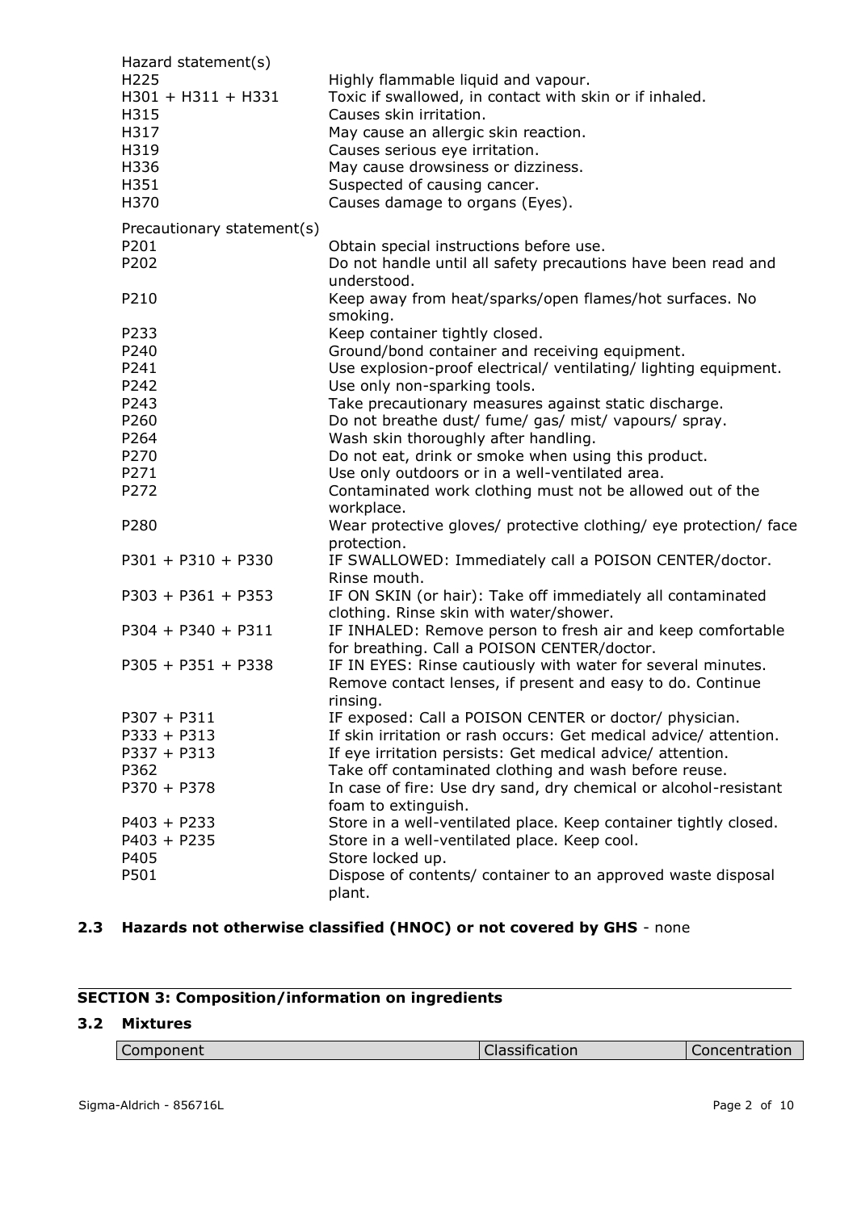Hazard statement(s)

| | |
|---|---|
| H225 | Highly flammable liquid and vapour. |
| H301 + H311 + H331 | Toxic if swallowed, in contact with skin or if inhaled. |
| H315 | Causes skin irritation. |
| H317 | May cause an allergic skin reaction. |
| H319 | Causes serious eye irritation. |
| H336 | May cause drowsiness or dizziness. |
| H351 | Suspected of causing cancer. |
| H370 | Causes damage to organs (Eyes). |

Precautionary statement(s)

| | |
|---|---|
| P201 | Obtain special instructions before use. |
| P202 | Do not handle until all safety precautions have been read and understood. |
| P210 | Keep away from heat/sparks/open flames/hot surfaces. No smoking. |
| P233 | Keep container tightly closed. |
| P240 | Ground/bond container and receiving equipment. |
| P241 | Use explosion-proof electrical/ ventilating/ lighting equipment. |
| P242 | Use only non-sparking tools. |
| P243 | Take precautionary measures against static discharge. |
| P260 | Do not breathe dust/ fume/ gas/ mist/ vapours/ spray. |
| P264 | Wash skin thoroughly after handling. |
| P270 | Do not eat, drink or smoke when using this product. |
| P271 | Use only outdoors or in a well-ventilated area. |
| P272 | Contaminated work clothing must not be allowed out of the workplace. |
| P280 | Wear protective gloves/ protective clothing/ eye protection/ face protection. |
| P301 + P310 + P330 | IF SWALLOWED: Immediately call a POISON CENTER/doctor. Rinse mouth. |
| P303 + P361 + P353 | IF ON SKIN (or hair): Take off immediately all contaminated clothing. Rinse skin with water/shower. |
| P304 + P340 + P311 | IF INHALED: Remove person to fresh air and keep comfortable for breathing. Call a POISON CENTER/doctor. |
| P305 + P351 + P338 | IF IN EYES: Rinse cautiously with water for several minutes. Remove contact lenses, if present and easy to do. Continue rinsing. |
| P307 + P311 | IF exposed: Call a POISON CENTER or doctor/ physician. |
| P333 + P313 | If skin irritation or rash occurs: Get medical advice/ attention. |
| P337 + P313 | If eye irritation persists: Get medical advice/ attention. |
| P362 | Take off contaminated clothing and wash before reuse. |
| P370 + P378 | In case of fire: Use dry sand, dry chemical or alcohol-resistant foam to extinguish. |
| P403 + P233 | Store in a well-ventilated place. Keep container tightly closed. |
| P403 + P235 | Store in a well-ventilated place. Keep cool. |
| P405 | Store locked up. |
| P501 | Dispose of contents/ container to an approved waste disposal plant. |

### 2.3 Hazards not otherwise classified (HNOC) or not covered by GHS - none

## SECTION 3: Composition/information on ingredients

### 3.2 Mixtures

| Component | Classification | Concentration |
|---|---|---|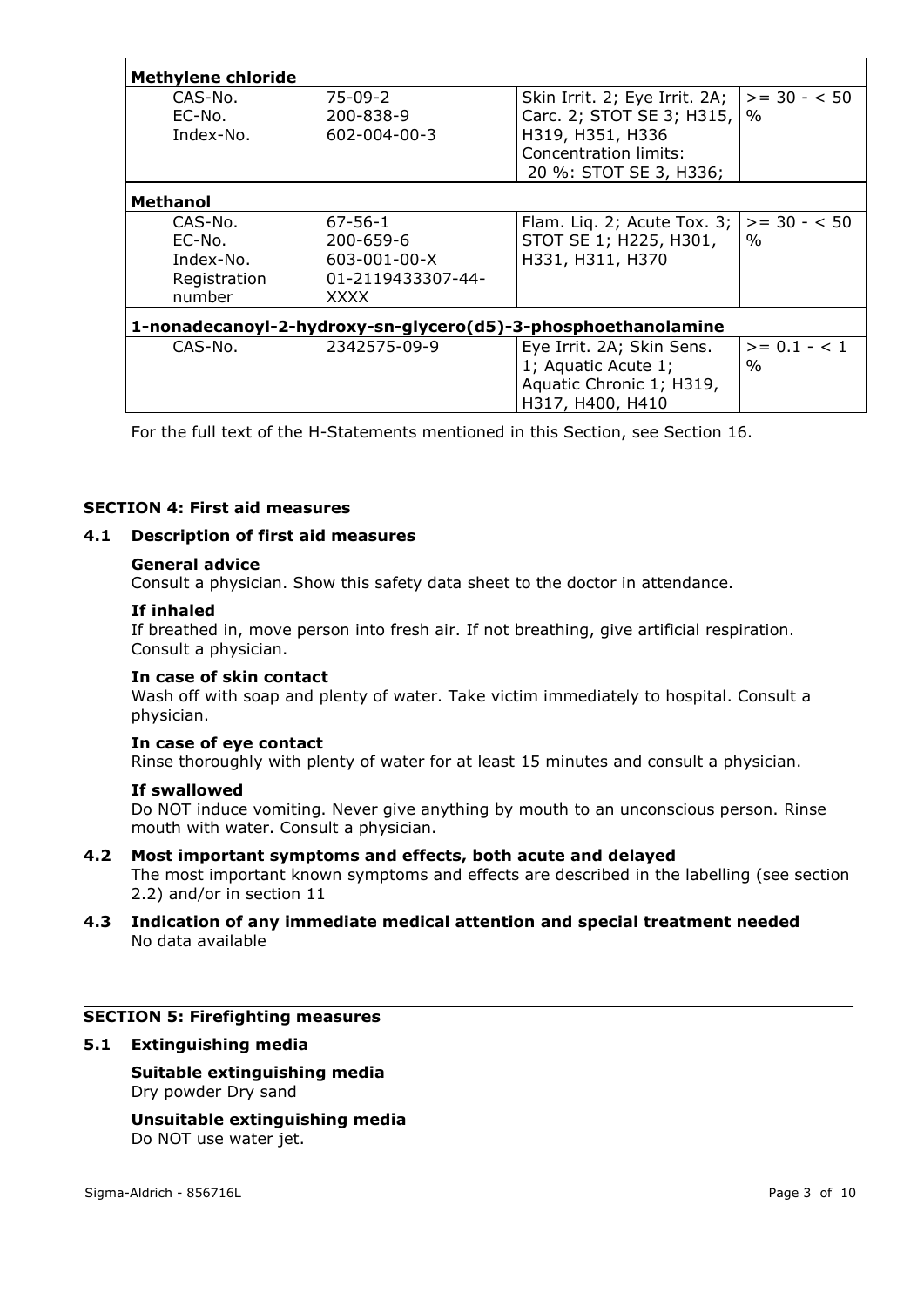| Methylene chloride | | | |
|---|---|---|---|
| CAS-No.<br>EC-No.<br>Index-No. | 75-09-2<br>200-838-9<br>602-004-00-3 | Skin Irrit. 2; Eye Irrit. 2A; Carc. 2; STOT SE 3; H315, H319, H351, H336<br>Concentration limits:<br>20 %: STOT SE 3, H336; | >= 30 - < 50 % |
| **Methanol** | | | |
| CAS-No.<br>EC-No.<br>Index-No.<br>Registration number | 67-56-1<br>200-659-6<br>603-001-00-X<br>01-2119433307-44-XXXX | Flam. Liq. 2; Acute Tox. 3; STOT SE 1; H225, H301, H331, H311, H370 | >= 30 - < 50 % |
| **1-nonadecanoyl-2-hydroxy-sn-glycero(d5)-3-phosphoethanolamine** | | | |
| CAS-No. | 2342575-09-9 | Eye Irrit. 2A; Skin Sens. 1; Aquatic Acute 1; Aquatic Chronic 1; H319, H317, H400, H410 | >= 0.1 - < 1 % |

For the full text of the H-Statements mentioned in this Section, see Section 16.

## SECTION 4: First aid measures

### 4.1 Description of first aid measures

**General advice**

Consult a physician. Show this safety data sheet to the doctor in attendance.

**If inhaled**

If breathed in, move person into fresh air. If not breathing, give artificial respiration. Consult a physician.

**In case of skin contact**

Wash off with soap and plenty of water. Take victim immediately to hospital. Consult a physician.

**In case of eye contact**

Rinse thoroughly with plenty of water for at least 15 minutes and consult a physician.

**If swallowed**

Do NOT induce vomiting. Never give anything by mouth to an unconscious person. Rinse mouth with water. Consult a physician.

### 4.2 Most important symptoms and effects, both acute and delayed

The most important known symptoms and effects are described in the labelling (see section 2.2) and/or in section 11

### 4.3 Indication of any immediate medical attention and special treatment needed

No data available

## SECTION 5: Firefighting measures

### 5.1 Extinguishing media

**Suitable extinguishing media**

Dry powder Dry sand

**Unsuitable extinguishing media**

Do NOT use water jet.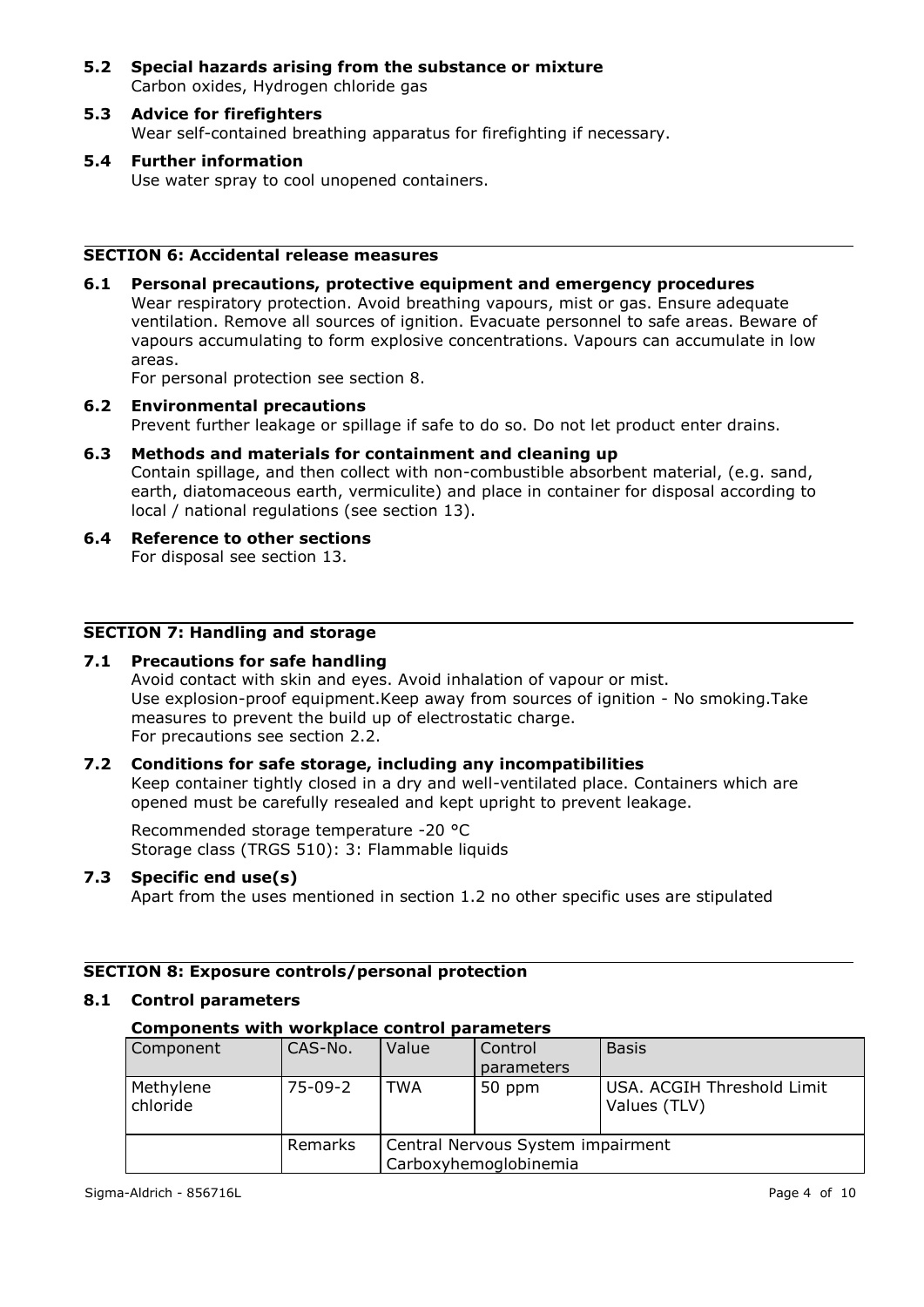**5.2 Special hazards arising from the substance or mixture**
Carbon oxides, Hydrogen chloride gas

**5.3 Advice for firefighters**
Wear self-contained breathing apparatus for firefighting if necessary.

**5.4 Further information**
Use water spray to cool unopened containers.

## SECTION 6: Accidental release measures

**6.1 Personal precautions, protective equipment and emergency procedures**
Wear respiratory protection. Avoid breathing vapours, mist or gas. Ensure adequate ventilation. Remove all sources of ignition. Evacuate personnel to safe areas. Beware of vapours accumulating to form explosive concentrations. Vapours can accumulate in low areas.
For personal protection see section 8.

**6.2 Environmental precautions**
Prevent further leakage or spillage if safe to do so. Do not let product enter drains.

**6.3 Methods and materials for containment and cleaning up**
Contain spillage, and then collect with non-combustible absorbent material, (e.g. sand, earth, diatomaceous earth, vermiculite) and place in container for disposal according to local / national regulations (see section 13).

**6.4 Reference to other sections**
For disposal see section 13.

## SECTION 7: Handling and storage

**7.1 Precautions for safe handling**
Avoid contact with skin and eyes. Avoid inhalation of vapour or mist.
Use explosion-proof equipment.Keep away from sources of ignition - No smoking.Take measures to prevent the build up of electrostatic charge.
For precautions see section 2.2.

**7.2 Conditions for safe storage, including any incompatibilities**
Keep container tightly closed in a dry and well-ventilated place. Containers which are opened must be carefully resealed and kept upright to prevent leakage.

Recommended storage temperature -20 °C
Storage class (TRGS 510): 3: Flammable liquids

**7.3 Specific end use(s)**
Apart from the uses mentioned in section 1.2 no other specific uses are stipulated

## SECTION 8: Exposure controls/personal protection

**8.1 Control parameters**

**Components with workplace control parameters**

| Component | CAS-No. | Value | Control parameters | Basis |
|---|---|---|---|---|
| Methylene chloride | 75-09-2 | TWA | 50 ppm | USA. ACGIH Threshold Limit Values (TLV) |
| | Remarks | Central Nervous System impairment Carboxyhemoglobinemia | | |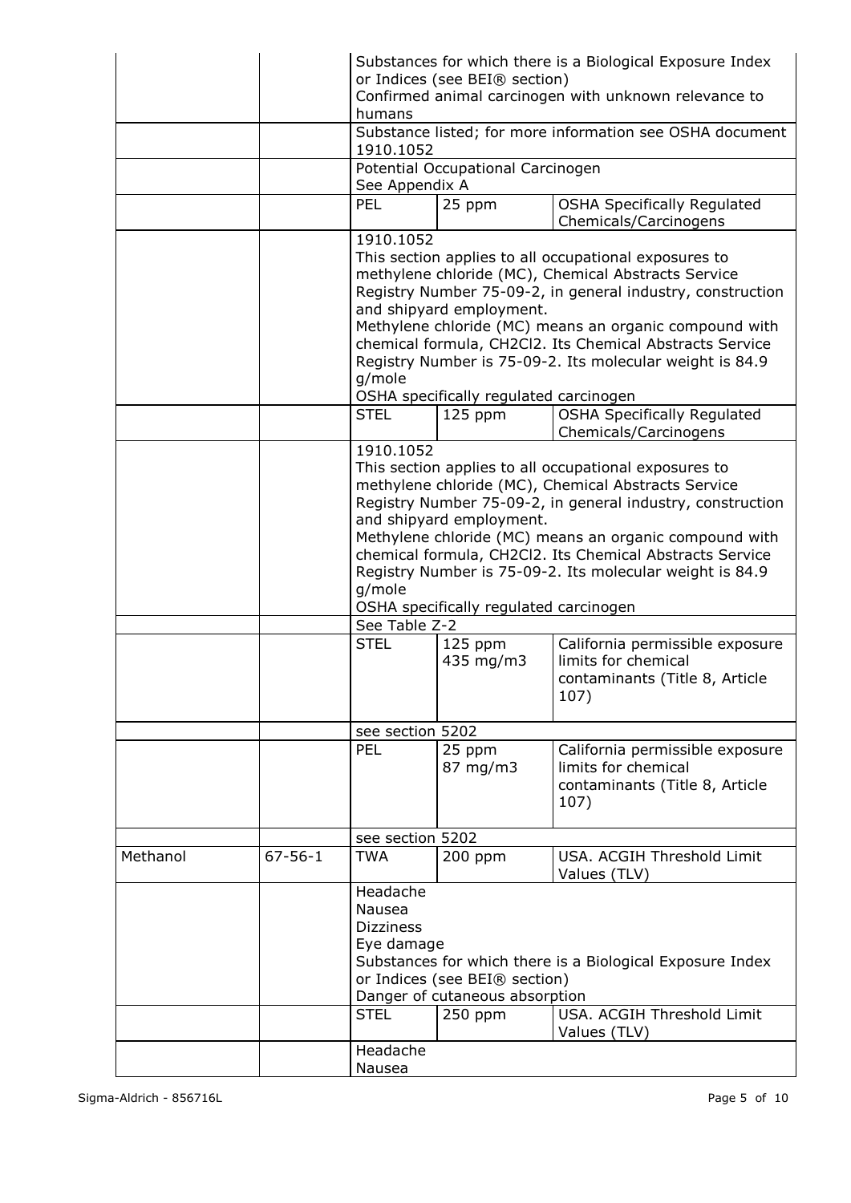| | | | | |
|---|---|---|---|---|
| | | Substances for which there is a Biological Exposure Index or Indices (see BEI® section)<br>Confirmed animal carcinogen with unknown relevance to humans | | |
| | | Substance listed; for more information see OSHA document 1910.1052 | | |
| | | Potential Occupational Carcinogen<br>See Appendix A | | |
| | | PEL | 25 ppm | OSHA Specifically Regulated Chemicals/Carcinogens |
| | | 1910.1052<br>This section applies to all occupational exposures to methylene chloride (MC), Chemical Abstracts Service Registry Number 75-09-2, in general industry, construction and shipyard employment.<br>Methylene chloride (MC) means an organic compound with chemical formula, CH2Cl2. Its Chemical Abstracts Service Registry Number is 75-09-2. Its molecular weight is 84.9 g/mole<br>OSHA specifically regulated carcinogen | | |
| | | STEL | 125 ppm | OSHA Specifically Regulated Chemicals/Carcinogens |
| | | 1910.1052<br>This section applies to all occupational exposures to methylene chloride (MC), Chemical Abstracts Service Registry Number 75-09-2, in general industry, construction and shipyard employment.<br>Methylene chloride (MC) means an organic compound with chemical formula, CH2Cl2. Its Chemical Abstracts Service Registry Number is 75-09-2. Its molecular weight is 84.9 g/mole<br>OSHA specifically regulated carcinogen | | |
| | | See Table Z-2 | | |
| | | STEL | 125 ppm<br>435 mg/m3 | California permissible exposure limits for chemical contaminants (Title 8, Article 107) |
| | | see section 5202 | | |
| | | PEL | 25 ppm<br>87 mg/m3 | California permissible exposure limits for chemical contaminants (Title 8, Article 107) |
| | | see section 5202 | | |
| Methanol | 67-56-1 | TWA | 200 ppm | USA. ACGIH Threshold Limit Values (TLV) |
| | | Headache<br>Nausea<br>Dizziness<br>Eye damage<br>Substances for which there is a Biological Exposure Index or Indices (see BEI® section)<br>Danger of cutaneous absorption | | |
| | | STEL | 250 ppm | USA. ACGIH Threshold Limit Values (TLV) |
| | | Headache<br>Nausea | | |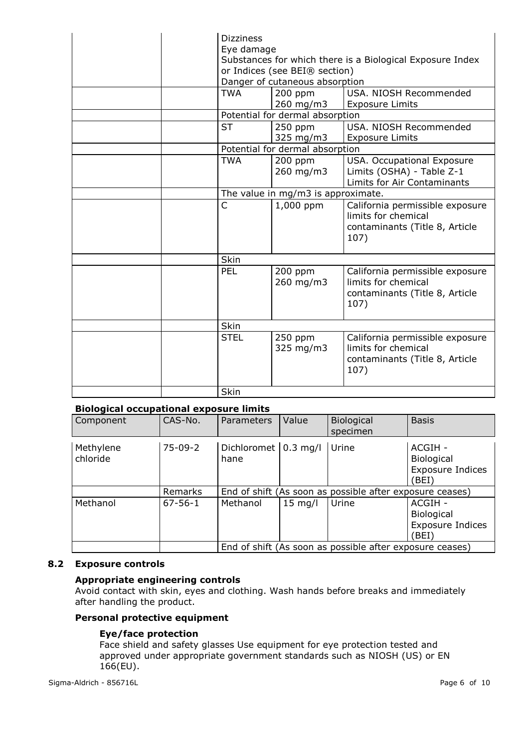| | | | | |
|---|---|---|---|---|
| | | Dizziness<br>Eye damage<br>Substances for which there is a Biological Exposure Index or Indices (see BEI® section)<br>Danger of cutaneous absorption | | |
| | | TWA | 200 ppm<br>260 mg/m3 | USA. NIOSH Recommended Exposure Limits |
| | | Potential for dermal absorption | | |
| | | ST | 250 ppm<br>325 mg/m3 | USA. NIOSH Recommended Exposure Limits |
| | | Potential for dermal absorption | | |
| | | TWA | 200 ppm<br>260 mg/m3 | USA. Occupational Exposure Limits (OSHA) - Table Z-1 Limits for Air Contaminants |
| | | The value in mg/m3 is approximate. | | |
| | | C | 1,000 ppm | California permissible exposure limits for chemical contaminants (Title 8, Article 107) |
| | | Skin | | |
| | | PEL | 200 ppm<br>260 mg/m3 | California permissible exposure limits for chemical contaminants (Title 8, Article 107) |
| | | Skin | | |
| | | STEL | 250 ppm<br>325 mg/m3 | California permissible exposure limits for chemical contaminants (Title 8, Article 107) |
| | | Skin | | |

**Biological occupational exposure limits**

| Component | CAS-No. | Parameters | Value | Biological specimen | Basis |
|---|---|---|---|---|---|
| Methylene chloride | 75-09-2 | Dichloromethane | 0.3 mg/l | Urine | ACGIH - Biological Exposure Indices (BEI) |
| | Remarks | End of shift (As soon as possible after exposure ceases) | | | |
| Methanol | 67-56-1 | Methanol | 15 mg/l | Urine | ACGIH - Biological Exposure Indices (BEI) |
| | | End of shift (As soon as possible after exposure ceases) | | | |

## 8.2 Exposure controls

**Appropriate engineering controls**

Avoid contact with skin, eyes and clothing. Wash hands before breaks and immediately after handling the product.

**Personal protective equipment**

**Eye/face protection**

Face shield and safety glasses Use equipment for eye protection tested and approved under appropriate government standards such as NIOSH (US) or EN 166(EU).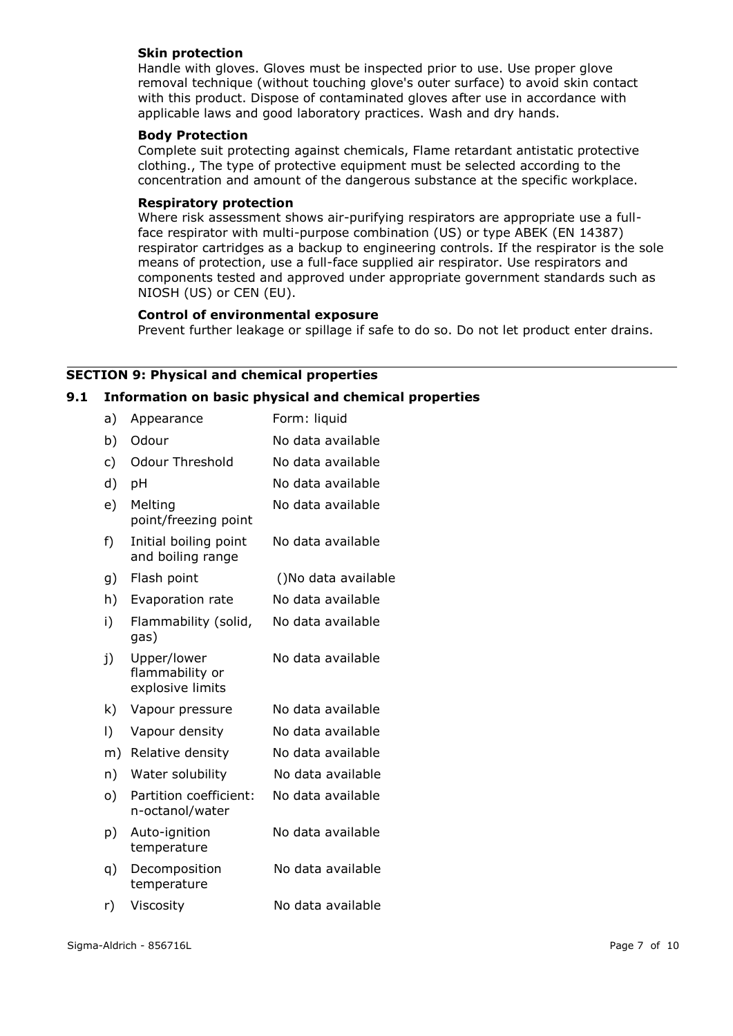**Skin protection**

Handle with gloves. Gloves must be inspected prior to use. Use proper glove removal technique (without touching glove's outer surface) to avoid skin contact with this product. Dispose of contaminated gloves after use in accordance with applicable laws and good laboratory practices. Wash and dry hands.

**Body Protection**

Complete suit protecting against chemicals, Flame retardant antistatic protective clothing., The type of protective equipment must be selected according to the concentration and amount of the dangerous substance at the specific workplace.

**Respiratory protection**

Where risk assessment shows air-purifying respirators are appropriate use a full-face respirator with multi-purpose combination (US) or type ABEK (EN 14387) respirator cartridges as a backup to engineering controls. If the respirator is the sole means of protection, use a full-face supplied air respirator. Use respirators and components tested and approved under appropriate government standards such as NIOSH (US) or CEN (EU).

**Control of environmental exposure**

Prevent further leakage or spillage if safe to do so. Do not let product enter drains.

## SECTION 9: Physical and chemical properties

### 9.1 Information on basic physical and chemical properties

| | | |
|---|---|---|
| a) | Appearance | Form: liquid |
| b) | Odour | No data available |
| c) | Odour Threshold | No data available |
| d) | pH | No data available |
| e) | Melting point/freezing point | No data available |
| f) | Initial boiling point and boiling range | No data available |
| g) | Flash point | ()No data available |
| h) | Evaporation rate | No data available |
| i) | Flammability (solid, gas) | No data available |
| j) | Upper/lower flammability or explosive limits | No data available |
| k) | Vapour pressure | No data available |
| l) | Vapour density | No data available |
| m) | Relative density | No data available |
| n) | Water solubility | No data available |
| o) | Partition coefficient: n-octanol/water | No data available |
| p) | Auto-ignition temperature | No data available |
| q) | Decomposition temperature | No data available |
| r) | Viscosity | No data available |

Sigma-Aldrich - 856716L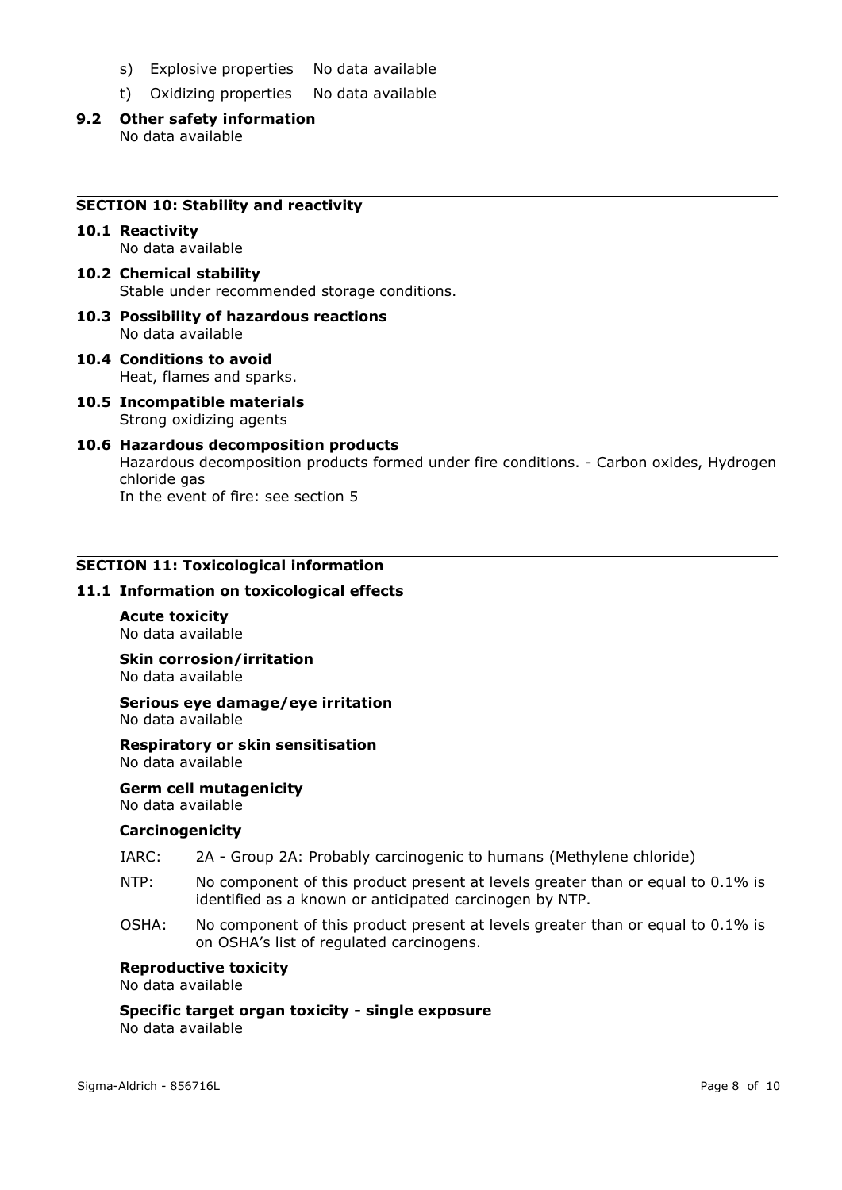s) Explosive properties No data available

t) Oxidizing properties No data available

### 9.2 Other safety information

No data available

## SECTION 10: Stability and reactivity

### 10.1 Reactivity

No data available

### 10.2 Chemical stability

Stable under recommended storage conditions.

### 10.3 Possibility of hazardous reactions

No data available

### 10.4 Conditions to avoid

Heat, flames and sparks.

### 10.5 Incompatible materials

Strong oxidizing agents

### 10.6 Hazardous decomposition products

Hazardous decomposition products formed under fire conditions. - Carbon oxides, Hydrogen chloride gas

In the event of fire: see section 5

## SECTION 11: Toxicological information

### 11.1 Information on toxicological effects

**Acute toxicity**

No data available

**Skin corrosion/irritation**

No data available

**Serious eye damage/eye irritation**

No data available

**Respiratory or skin sensitisation**

No data available

**Germ cell mutagenicity**

No data available

**Carcinogenicity**

IARC: 2A - Group 2A: Probably carcinogenic to humans (Methylene chloride)

NTP: No component of this product present at levels greater than or equal to 0.1% is identified as a known or anticipated carcinogen by NTP.

OSHA: No component of this product present at levels greater than or equal to 0.1% is on OSHA's list of regulated carcinogens.

**Reproductive toxicity**

No data available

**Specific target organ toxicity - single exposure**

No data available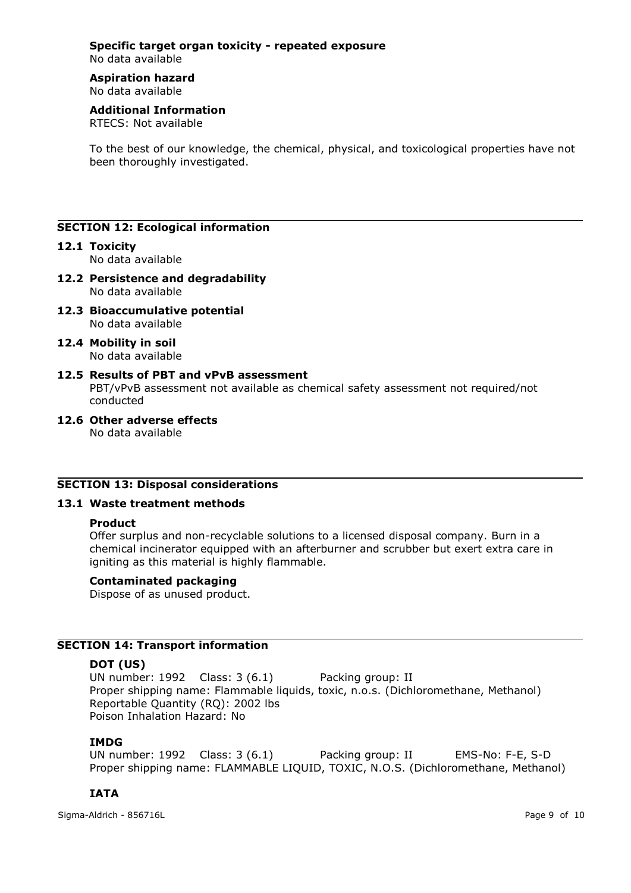**Specific target organ toxicity - repeated exposure**
No data available

**Aspiration hazard**
No data available

**Additional Information**
RTECS: Not available

To the best of our knowledge, the chemical, physical, and toxicological properties have not been thoroughly investigated.

## SECTION 12: Ecological information

### 12.1 Toxicity
No data available

### 12.2 Persistence and degradability
No data available

### 12.3 Bioaccumulative potential
No data available

### 12.4 Mobility in soil
No data available

### 12.5 Results of PBT and vPvB assessment
PBT/vPvB assessment not available as chemical safety assessment not required/not conducted

### 12.6 Other adverse effects
No data available

## SECTION 13: Disposal considerations

### 13.1 Waste treatment methods

**Product**
Offer surplus and non-recyclable solutions to a licensed disposal company. Burn in a chemical incinerator equipped with an afterburner and scrubber but exert extra care in igniting as this material is highly flammable.

**Contaminated packaging**
Dispose of as unused product.

## SECTION 14: Transport information

**DOT (US)**
UN number: 1992 Class: 3 (6.1) Packing group: II
Proper shipping name: Flammable liquids, toxic, n.o.s. (Dichloromethane, Methanol)
Reportable Quantity (RQ): 2002 lbs
Poison Inhalation Hazard: No

**IMDG**
UN number: 1992 Class: 3 (6.1) Packing group: II EMS-No: F-E, S-D
Proper shipping name: FLAMMABLE LIQUID, TOXIC, N.O.S. (Dichloromethane, Methanol)

**IATA**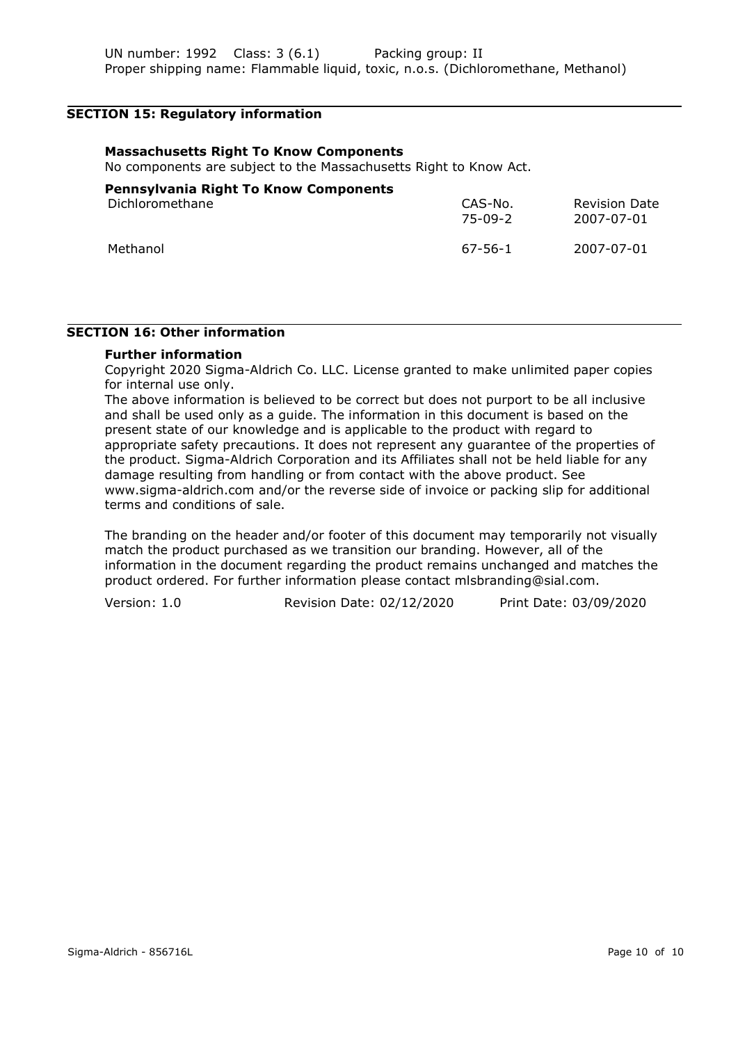UN number: 1992 Class: 3 (6.1) Packing group: II
Proper shipping name: Flammable liquid, toxic, n.o.s. (Dichloromethane, Methanol)

## SECTION 15: Regulatory information

**Massachusetts Right To Know Components**
No components are subject to the Massachusetts Right to Know Act.

**Pennsylvania Right To Know Components**

| | CAS-No. | Revision Date |
|---|---|---|
| Dichloromethane | 75-09-2 | 2007-07-01 |
| Methanol | 67-56-1 | 2007-07-01 |

## SECTION 16: Other information

**Further information**
Copyright 2020 Sigma-Aldrich Co. LLC. License granted to make unlimited paper copies for internal use only.
The above information is believed to be correct but does not purport to be all inclusive and shall be used only as a guide. The information in this document is based on the present state of our knowledge and is applicable to the product with regard to appropriate safety precautions. It does not represent any guarantee of the properties of the product. Sigma-Aldrich Corporation and its Affiliates shall not be held liable for any damage resulting from handling or from contact with the above product. See www.sigma-aldrich.com and/or the reverse side of invoice or packing slip for additional terms and conditions of sale.

The branding on the header and/or footer of this document may temporarily not visually match the product purchased as we transition our branding. However, all of the information in the document regarding the product remains unchanged and matches the product ordered. For further information please contact mlsbranding@sial.com.

Version: 1.0 Revision Date: 02/12/2020 Print Date: 03/09/2020